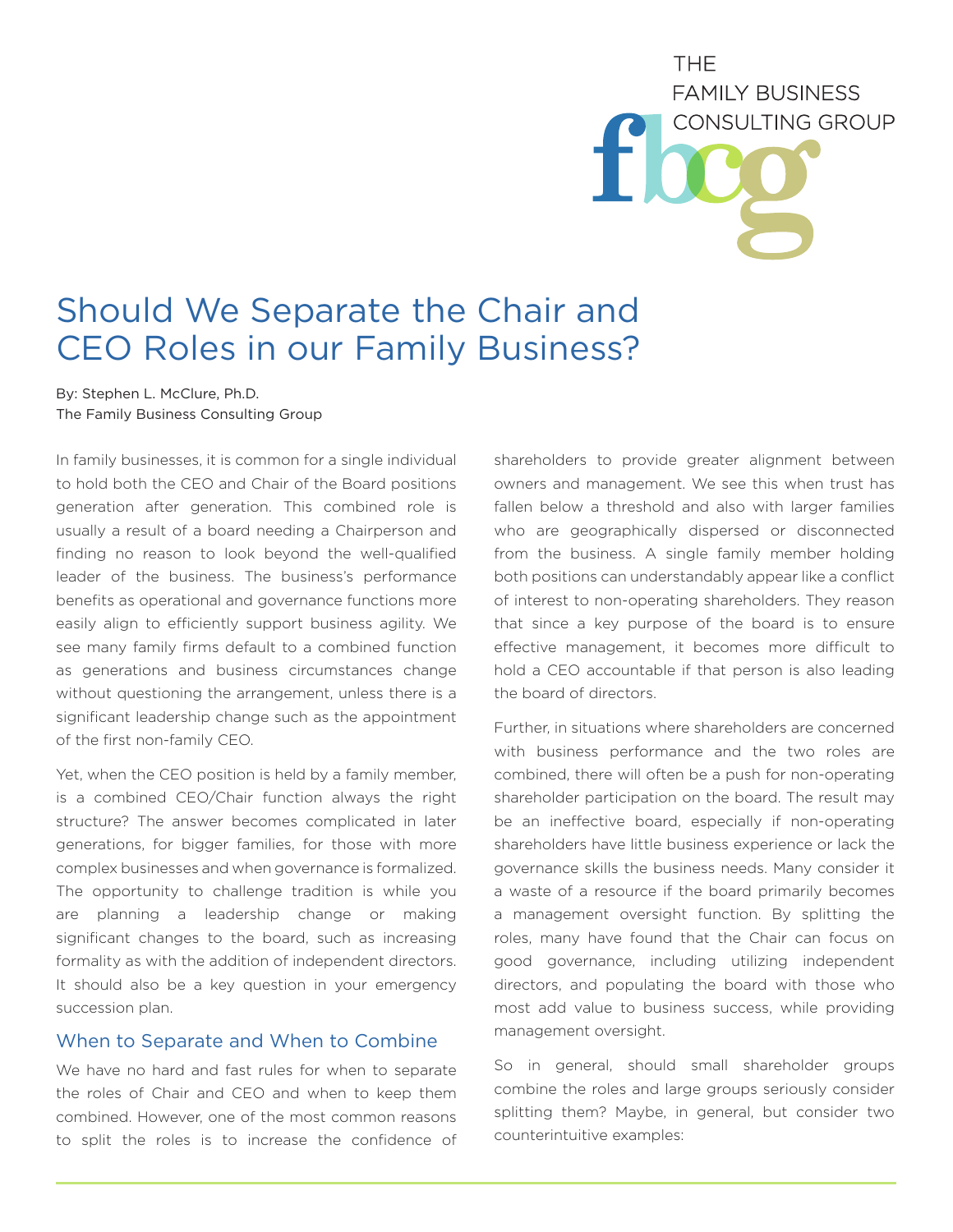THE FAMILY BUSINESS CONSULTING GROUP

# Should We Separate the Chair and CEO Roles in our Family Business?

By: Stephen L. McClure, Ph.D.
The Family Business Consulting Group

In family businesses, it is common for a single individual to hold both the CEO and Chair of the Board positions generation after generation. This combined role is usually a result of a board needing a Chairperson and finding no reason to look beyond the well-qualified leader of the business. The business's performance benefits as operational and governance functions more easily align to efficiently support business agility. We see many family firms default to a combined function as generations and business circumstances change without questioning the arrangement, unless there is a significant leadership change such as the appointment of the first non-family CEO.

Yet, when the CEO position is held by a family member, is a combined CEO/Chair function always the right structure? The answer becomes complicated in later generations, for bigger families, for those with more complex businesses and when governance is formalized. The opportunity to challenge tradition is while you are planning a leadership change or making significant changes to the board, such as increasing formality as with the addition of independent directors. It should also be a key question in your emergency succession plan.

## When to Separate and When to Combine

We have no hard and fast rules for when to separate the roles of Chair and CEO and when to keep them combined. However, one of the most common reasons to split the roles is to increase the confidence of shareholders to provide greater alignment between owners and management. We see this when trust has fallen below a threshold and also with larger families who are geographically dispersed or disconnected from the business. A single family member holding both positions can understandably appear like a conflict of interest to non-operating shareholders. They reason that since a key purpose of the board is to ensure effective management, it becomes more difficult to hold a CEO accountable if that person is also leading the board of directors.

Further, in situations where shareholders are concerned with business performance and the two roles are combined, there will often be a push for non-operating shareholder participation on the board. The result may be an ineffective board, especially if non-operating shareholders have little business experience or lack the governance skills the business needs. Many consider it a waste of a resource if the board primarily becomes a management oversight function. By splitting the roles, many have found that the Chair can focus on good governance, including utilizing independent directors, and populating the board with those who most add value to business success, while providing management oversight.

So in general, should small shareholder groups combine the roles and large groups seriously consider splitting them? Maybe, in general, but consider two counterintuitive examples: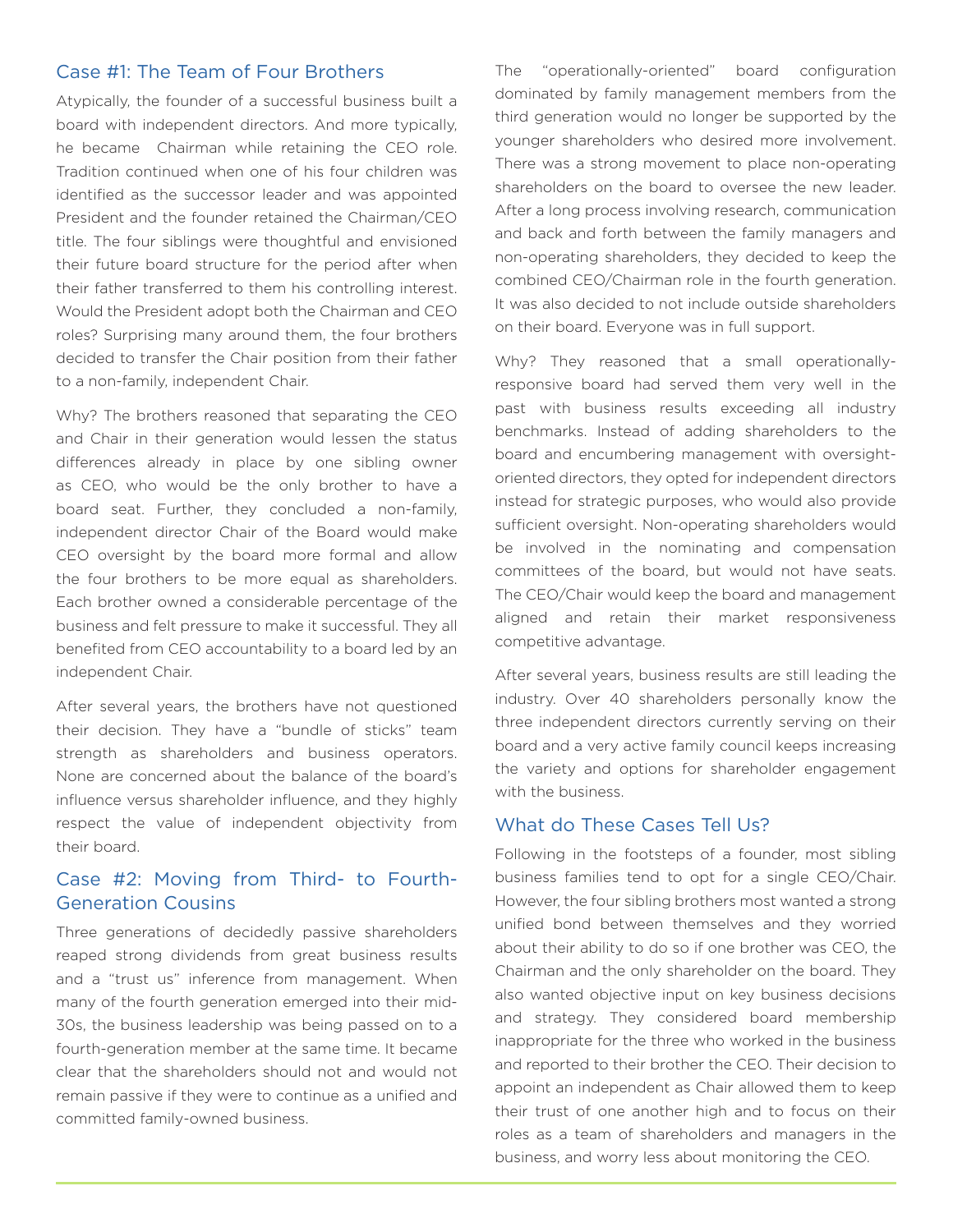## Case #1: The Team of Four Brothers

Atypically, the founder of a successful business built a board with independent directors. And more typically, he became Chairman while retaining the CEO role. Tradition continued when one of his four children was identified as the successor leader and was appointed President and the founder retained the Chairman/CEO title. The four siblings were thoughtful and envisioned their future board structure for the period after when their father transferred to them his controlling interest. Would the President adopt both the Chairman and CEO roles? Surprising many around them, the four brothers decided to transfer the Chair position from their father to a non-family, independent Chair.

Why? The brothers reasoned that separating the CEO and Chair in their generation would lessen the status differences already in place by one sibling owner as CEO, who would be the only brother to have a board seat. Further, they concluded a non-family, independent director Chair of the Board would make CEO oversight by the board more formal and allow the four brothers to be more equal as shareholders. Each brother owned a considerable percentage of the business and felt pressure to make it successful. They all benefited from CEO accountability to a board led by an independent Chair.

After several years, the brothers have not questioned their decision. They have a "bundle of sticks" team strength as shareholders and business operators. None are concerned about the balance of the board's influence versus shareholder influence, and they highly respect the value of independent objectivity from their board.

## Case #2: Moving from Third- to Fourth-Generation Cousins

Three generations of decidedly passive shareholders reaped strong dividends from great business results and a "trust us" inference from management. When many of the fourth generation emerged into their mid-30s, the business leadership was being passed on to a fourth-generation member at the same time. It became clear that the shareholders should not and would not remain passive if they were to continue as a unified and committed family-owned business.

The "operationally-oriented" board configuration dominated by family management members from the third generation would no longer be supported by the younger shareholders who desired more involvement. There was a strong movement to place non-operating shareholders on the board to oversee the new leader. After a long process involving research, communication and back and forth between the family managers and non-operating shareholders, they decided to keep the combined CEO/Chairman role in the fourth generation. It was also decided to not include outside shareholders on their board. Everyone was in full support.

Why? They reasoned that a small operationally-responsive board had served them very well in the past with business results exceeding all industry benchmarks. Instead of adding shareholders to the board and encumbering management with oversight-oriented directors, they opted for independent directors instead for strategic purposes, who would also provide sufficient oversight. Non-operating shareholders would be involved in the nominating and compensation committees of the board, but would not have seats. The CEO/Chair would keep the board and management aligned and retain their market responsiveness competitive advantage.

After several years, business results are still leading the industry. Over 40 shareholders personally know the three independent directors currently serving on their board and a very active family council keeps increasing the variety and options for shareholder engagement with the business.

## What do These Cases Tell Us?

Following in the footsteps of a founder, most sibling business families tend to opt for a single CEO/Chair. However, the four sibling brothers most wanted a strong unified bond between themselves and they worried about their ability to do so if one brother was CEO, the Chairman and the only shareholder on the board. They also wanted objective input on key business decisions and strategy. They considered board membership inappropriate for the three who worked in the business and reported to their brother the CEO. Their decision to appoint an independent as Chair allowed them to keep their trust of one another high and to focus on their roles as a team of shareholders and managers in the business, and worry less about monitoring the CEO.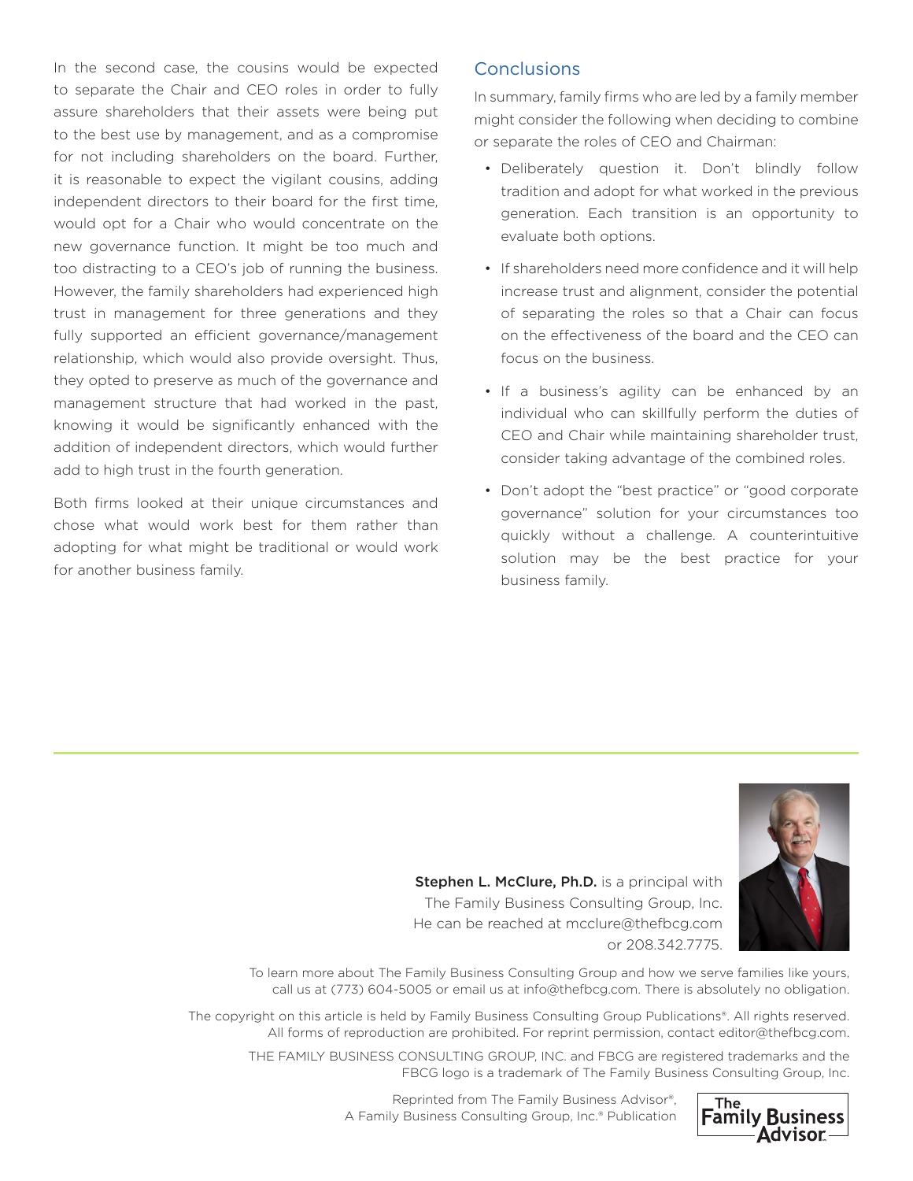In the second case, the cousins would be expected to separate the Chair and CEO roles in order to fully assure shareholders that their assets were being put to the best use by management, and as a compromise for not including shareholders on the board. Further, it is reasonable to expect the vigilant cousins, adding independent directors to their board for the first time, would opt for a Chair who would concentrate on the new governance function. It might be too much and too distracting to a CEO's job of running the business. However, the family shareholders had experienced high trust in management for three generations and they fully supported an efficient governance/management relationship, which would also provide oversight. Thus, they opted to preserve as much of the governance and management structure that had worked in the past, knowing it would be significantly enhanced with the addition of independent directors, which would further add to high trust in the fourth generation.

Both firms looked at their unique circumstances and chose what would work best for them rather than adopting for what might be traditional or would work for another business family.

## Conclusions

In summary, family firms who are led by a family member might consider the following when deciding to combine or separate the roles of CEO and Chairman:

- Deliberately question it. Don't blindly follow tradition and adopt for what worked in the previous generation. Each transition is an opportunity to evaluate both options.
- If shareholders need more confidence and it will help increase trust and alignment, consider the potential of separating the roles so that a Chair can focus on the effectiveness of the board and the CEO can focus on the business.
- If a business's agility can be enhanced by an individual who can skillfully perform the duties of CEO and Chair while maintaining shareholder trust, consider taking advantage of the combined roles.
- Don't adopt the "best practice" or "good corporate governance" solution for your circumstances too quickly without a challenge. A counterintuitive solution may be the best practice for your business family.

---

**Stephen L. McClure, Ph.D.** is a principal with The Family Business Consulting Group, Inc. He can be reached at mcclure@thefbcg.com or 208.342.7775.

To learn more about The Family Business Consulting Group and how we serve families like yours, call us at (773) 604-5005 or email us at info@thefbcg.com. There is absolutely no obligation.

The copyright on this article is held by Family Business Consulting Group Publications®. All rights reserved. All forms of reproduction are prohibited. For reprint permission, contact editor@thefbcg.com.

THE FAMILY BUSINESS CONSULTING GROUP, INC. and FBCG are registered trademarks and the FBCG logo is a trademark of The Family Business Consulting Group, Inc.

Reprinted from The Family Business Advisor®, A Family Business Consulting Group, Inc.® Publication

The Family Business Advisor